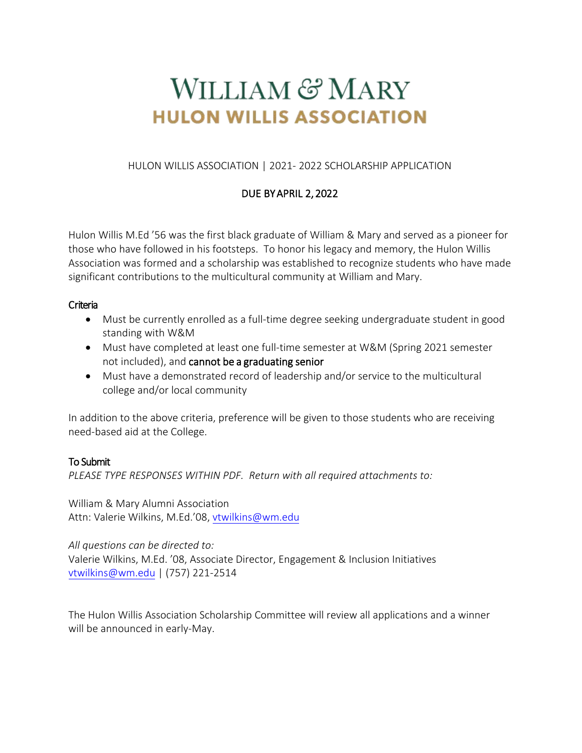# WILLIAM & MARY

## HULON WILLIS ASSOCIATION

HULON WILLIS ASSOCIATION | 2021- 2022 SCHOLARSHIP APPLICATION

DUE BY APRIL 2, 2022

Hulon Willis M.Ed '56 was the first black graduate of William & Mary and served as a pioneer for those who have followed in his footsteps. To honor his legacy and memory, the Hulon Willis Association was formed and a scholarship was established to recognize students who have made significant contributions to the multicultural community at William and Mary.

### Criteria

- Must be currently enrolled as a full-time degree seeking undergraduate student in good standing with W&M
- Must have completed at least one full-time semester at W&M (Spring 2021 semester not included), and **cannot be a graduating senior**
- Must have a demonstrated record of leadership and/or service to the multicultural college and/or local community

In addition to the above criteria, preference will be given to those students who are receiving need-based aid at the College.

### To Submit

*PLEASE TYPE RESPONSES WITHIN PDF. Return with all required attachments to:*

William & Mary Alumni Association
Attn: Valerie Wilkins, M.Ed.'08, vtwilkins@wm.edu

*All questions can be directed to:*
Valerie Wilkins, M.Ed. '08, Associate Director, Engagement & Inclusion Initiatives
vtwilkins@wm.edu | (757) 221-2514

The Hulon Willis Association Scholarship Committee will review all applications and a winner will be announced in early-May.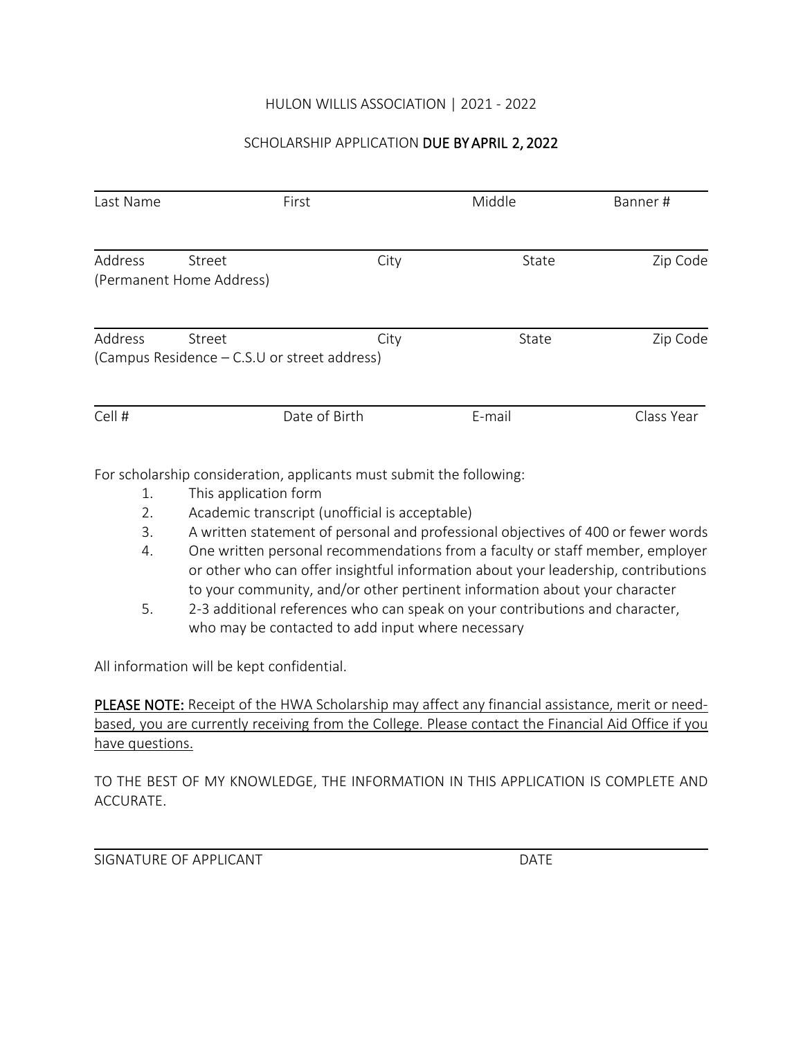HULON WILLIS ASSOCIATION | 2021 - 2022

SCHOLARSHIP APPLICATION **DUE BY APRIL 2, 2022**

| Last Name | First | Middle | Banner # |
|---|---|---|---|
| | | | |

| Address (Permanent Home Address) | Street | City | State | Zip Code |
|---|---|---|---|---|
| | | | | |

| Address (Campus Residence – C.S.U or street address) | Street | City | State | Zip Code |
|---|---|---|---|---|
| | | | | |

| Cell # | Date of Birth | E-mail | Class Year |
|---|---|---|---|
| | | | |

For scholarship consideration, applicants must submit the following:

1. This application form
2. Academic transcript (unofficial is acceptable)
3. A written statement of personal and professional objectives of 400 or fewer words
4. One written personal recommendations from a faculty or staff member, employer or other who can offer insightful information about your leadership, contributions to your community, and/or other pertinent information about your character
5. 2-3 additional references who can speak on your contributions and character, who may be contacted to add input where necessary

All information will be kept confidential.

**PLEASE NOTE:** Receipt of the HWA Scholarship may affect any financial assistance, merit or need-based, you are currently receiving from the College. Please contact the Financial Aid Office if you have questions.

TO THE BEST OF MY KNOWLEDGE, THE INFORMATION IN THIS APPLICATION IS COMPLETE AND ACCURATE.

| SIGNATURE OF APPLICANT | DATE |
|---|---|
| | |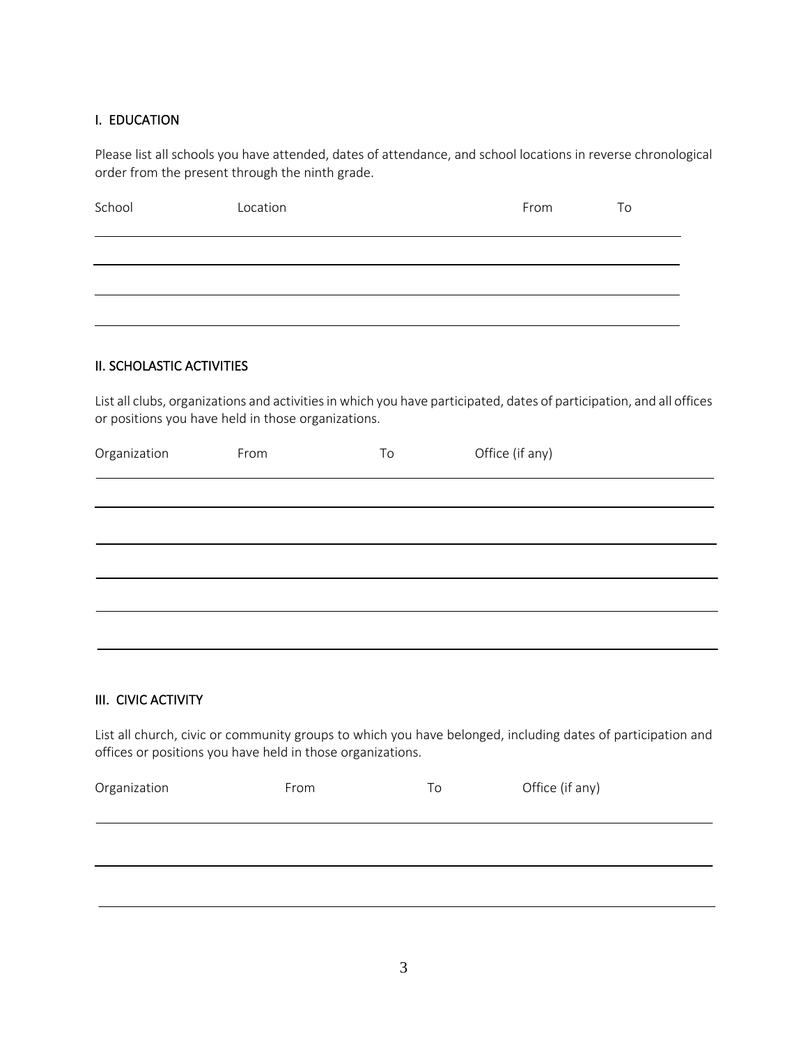## I. EDUCATION

Please list all schools you have attended, dates of attendance, and school locations in reverse chronological order from the present through the ninth grade.

| School | Location | From | To |
|---|---|---|---|
| | | | |
| | | | |
| | | | |
| | | | |

## II. SCHOLASTIC ACTIVITIES

List all clubs, organizations and activities in which you have participated, dates of participation, and all offices or positions you have held in those organizations.

| Organization | From | To | Office (if any) |
|---|---|---|---|
| | | | |
| | | | |
| | | | |
| | | | |
| | | | |
| | | | |

## III. CIVIC ACTIVITY

List all church, civic or community groups to which you have belonged, including dates of participation and offices or positions you have held in those organizations.

| Organization | From | To | Office (if any) |
|---|---|---|---|
| | | | |
| | | | |
| | | | |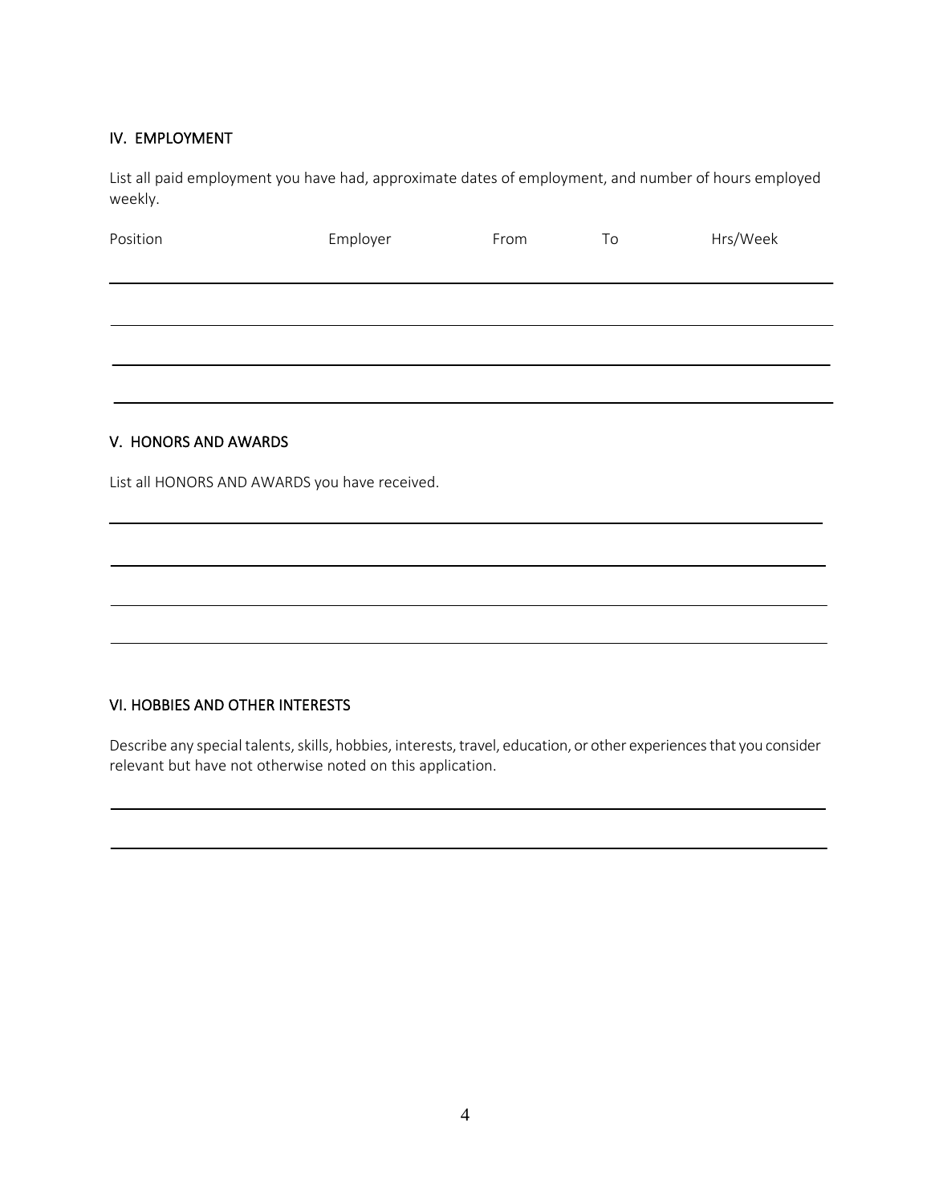## IV. EMPLOYMENT

List all paid employment you have had, approximate dates of employment, and number of hours employed weekly.

| Position | Employer | From | To | Hrs/Week |
|---|---|---|---|---|
| | | | | |
| | | | | |
| | | | | |
| | | | | |

## V. HONORS AND AWARDS

List all HONORS AND AWARDS you have received.

## VI. HOBBIES AND OTHER INTERESTS

Describe any special talents, skills, hobbies, interests, travel, education, or other experiences that you consider relevant but have not otherwise noted on this application.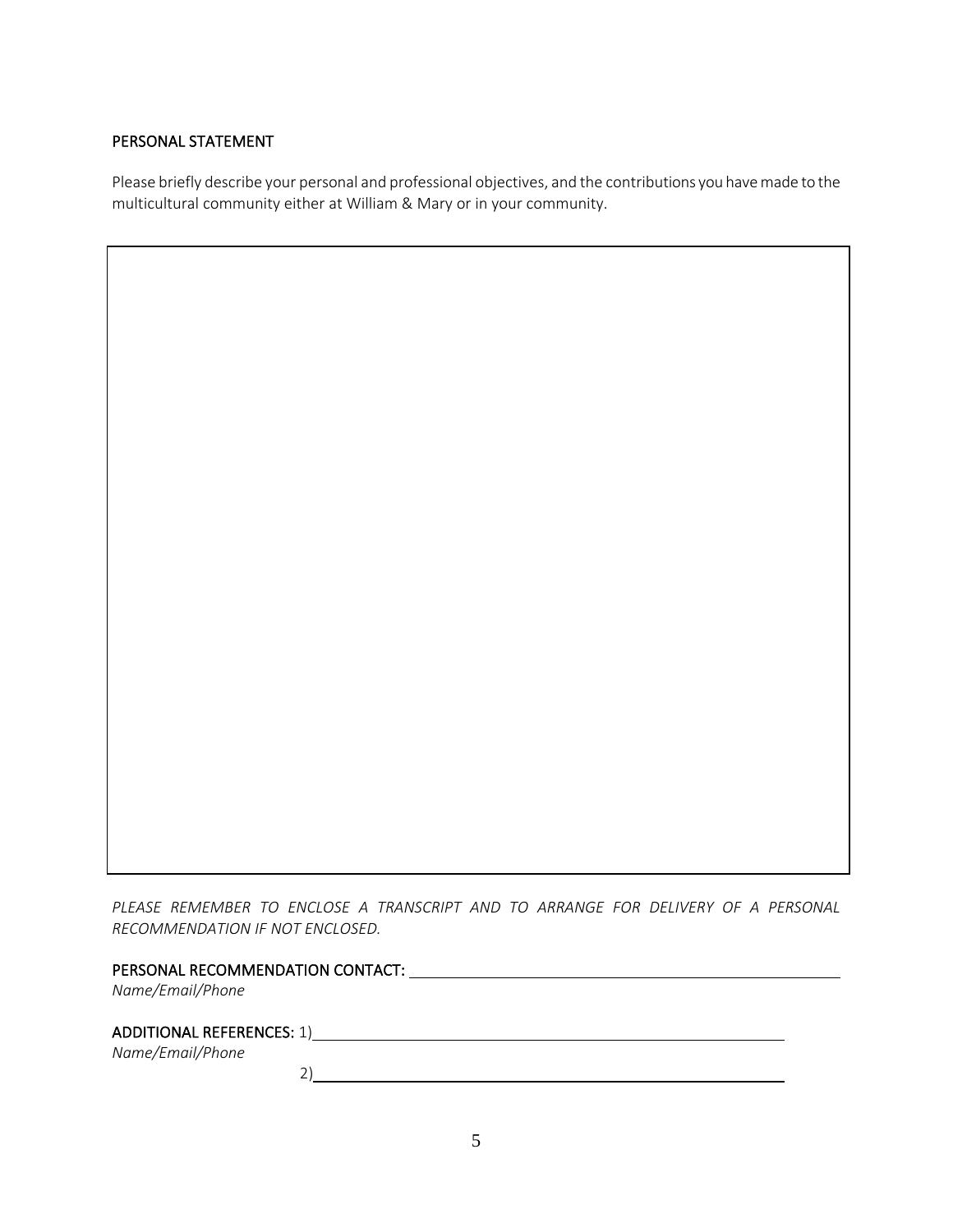## PERSONAL STATEMENT

Please briefly describe your personal and professional objectives, and the contributions you have made to the multicultural community either at William & Mary or in your community.

*PLEASE REMEMBER TO ENCLOSE A TRANSCRIPT AND TO ARRANGE FOR DELIVERY OF A PERSONAL RECOMMENDATION IF NOT ENCLOSED.*

PERSONAL RECOMMENDATION CONTACT: ______________________________________________
*Name/Email/Phone*

ADDITIONAL REFERENCES: 1)______________________________________________
*Name/Email/Phone*

2)______________________________________________